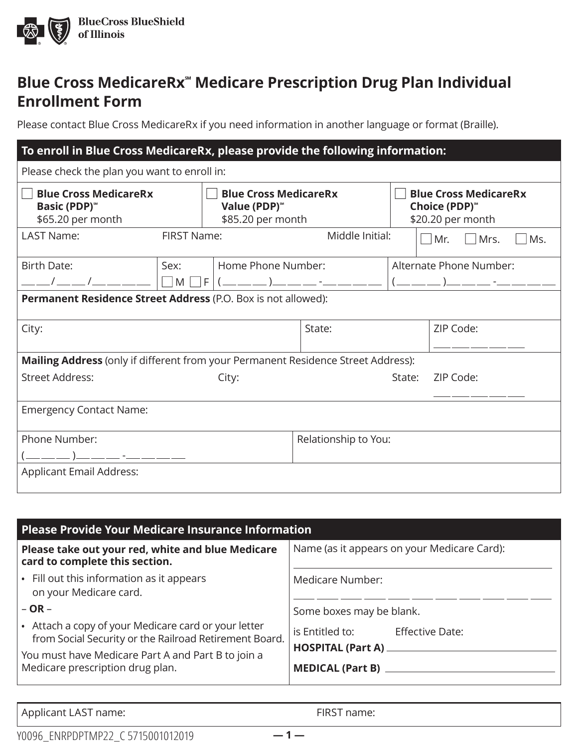BlueCross BlueShield of Illinois

# Blue Cross MedicareRx℠ Medicare Prescription Drug Plan Individual Enrollment Form

Please contact Blue Cross MedicareRx if you need information in another language or format (Braille).

## To enroll in Blue Cross MedicareRx, please provide the following information:

Please check the plan you want to enroll in:

| ☐ **Blue Cross MedicareRx Basic (PDP)℠** $65.20 per month | ☐ **Blue Cross MedicareRx Value (PDP)℠** $85.20 per month | ☐ **Blue Cross MedicareRx Choice (PDP)℠** $20.20 per month |
|---|---|---|

LAST Name: FIRST Name: Middle Initial: ☐ Mr. ☐ Mrs. ☐ Ms.

Birth Date: ___ ___/___ ___/___ ___ ___ ___

Sex: ☐ M ☐ F

Home Phone Number: (___ ___ ___)___ ___ ___ -___ ___ ___ ___

Alternate Phone Number: (___ ___ ___)___ ___ ___ -___ ___ ___ ___

**Permanent Residence Street Address** (P.O. Box is not allowed):

City: State: ZIP Code: ___ ___ ___ ___ ___

**Mailing Address** (only if different from your Permanent Residence Street Address):

Street Address: City: State: ZIP Code: ___ ___ ___ ___ ___

Emergency Contact Name:

Phone Number: (___ ___ ___)___ ___ ___ -___ ___ ___ ___

Relationship to You:

Applicant Email Address:

## Please Provide Your Medicare Insurance Information

**Please take out your red, white and blue Medicare card to complete this section.**

- Fill out this information as it appears on your Medicare card.

– **OR** –

- Attach a copy of your Medicare card or your letter from Social Security or the Railroad Retirement Board.

You must have Medicare Part A and Part B to join a Medicare prescription drug plan.

Name (as it appears on your Medicare Card): ____________________

Medicare Number: ___ ___ ___ ___ ___ ___ ___ ___ ___ ___ ___

Some boxes may be blank.

is Entitled to: Effective Date:

**HOSPITAL (Part A)** ____________________

**MEDICAL (Part B)** ____________________

Applicant LAST name: FIRST name:

Y0096_ENRPDPTMP22_C 5715001012019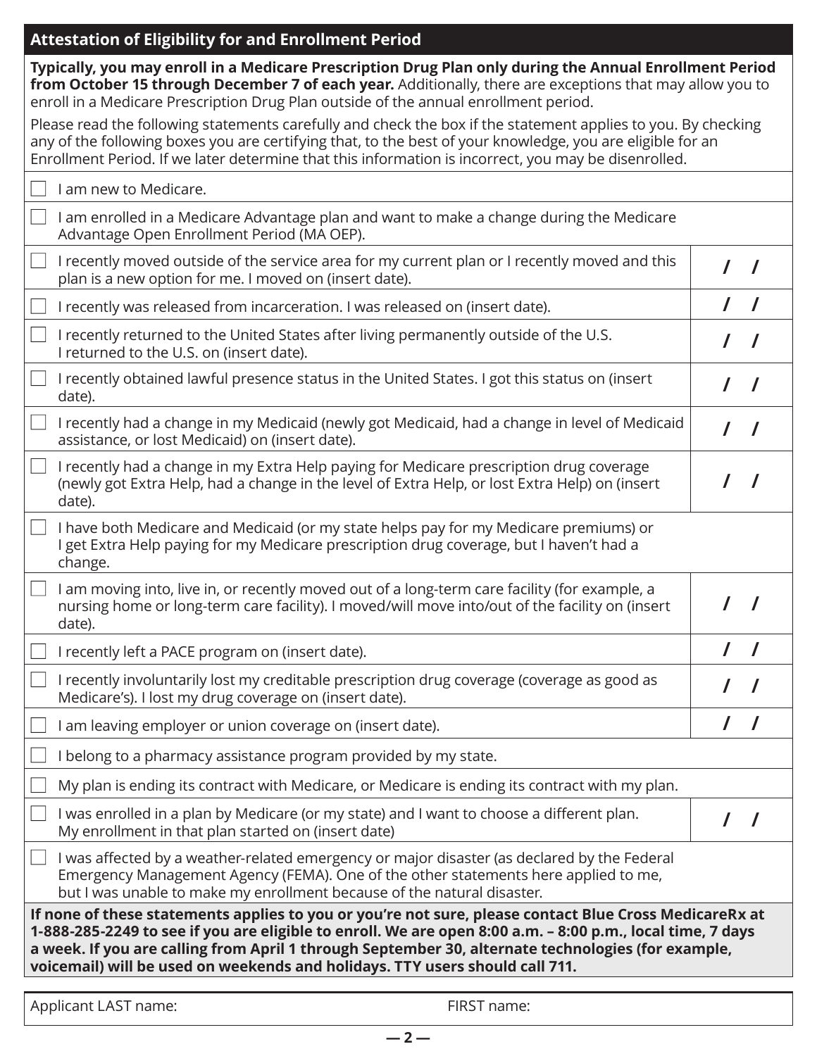## Attestation of Eligibility for and Enrollment Period

**Typically, you may enroll in a Medicare Prescription Drug Plan only during the Annual Enrollment Period from October 15 through December 7 of each year.** Additionally, there are exceptions that may allow you to enroll in a Medicare Prescription Drug Plan outside of the annual enrollment period.

Please read the following statements carefully and check the box if the statement applies to you. By checking any of the following boxes you are certifying that, to the best of your knowledge, you are eligible for an Enrollment Period. If we later determine that this information is incorrect, you may be disenrolled.

| Statement | Date |
|---|---|
| ☐ I am new to Medicare. | |
| ☐ I am enrolled in a Medicare Advantage plan and want to make a change during the Medicare Advantage Open Enrollment Period (MA OEP). | |
| ☐ I recently moved outside of the service area for my current plan or I recently moved and this plan is a new option for me. I moved on (insert date). | / / |
| ☐ I recently was released from incarceration. I was released on (insert date). | / / |
| ☐ I recently returned to the United States after living permanently outside of the U.S. I returned to the U.S. on (insert date). | / / |
| ☐ I recently obtained lawful presence status in the United States. I got this status on (insert date). | / / |
| ☐ I recently had a change in my Medicaid (newly got Medicaid, had a change in level of Medicaid assistance, or lost Medicaid) on (insert date). | / / |
| ☐ I recently had a change in my Extra Help paying for Medicare prescription drug coverage (newly got Extra Help, had a change in the level of Extra Help, or lost Extra Help) on (insert date). | / / |
| ☐ I have both Medicare and Medicaid (or my state helps pay for my Medicare premiums) or I get Extra Help paying for my Medicare prescription drug coverage, but I haven't had a change. | |
| ☐ I am moving into, live in, or recently moved out of a long-term care facility (for example, a nursing home or long-term care facility). I moved/will move into/out of the facility on (insert date). | / / |
| ☐ I recently left a PACE program on (insert date). | / / |
| ☐ I recently involuntarily lost my creditable prescription drug coverage (coverage as good as Medicare's). I lost my drug coverage on (insert date). | / / |
| ☐ I am leaving employer or union coverage on (insert date). | / / |
| ☐ I belong to a pharmacy assistance program provided by my state. | |
| ☐ My plan is ending its contract with Medicare, or Medicare is ending its contract with my plan. | |
| ☐ I was enrolled in a plan by Medicare (or my state) and I want to choose a different plan. My enrollment in that plan started on (insert date) | / / |
| ☐ I was affected by a weather-related emergency or major disaster (as declared by the Federal Emergency Management Agency (FEMA). One of the other statements here applied to me, but I was unable to make my enrollment because of the natural disaster. | |

**If none of these statements applies to you or you're not sure, please contact Blue Cross MedicareRx at 1-888-285-2249 to see if you are eligible to enroll. We are open 8:00 a.m. – 8:00 p.m., local time, 7 days a week. If you are calling from April 1 through September 30, alternate technologies (for example, voicemail) will be used on weekends and holidays. TTY users should call 711.**

Applicant LAST name: FIRST name: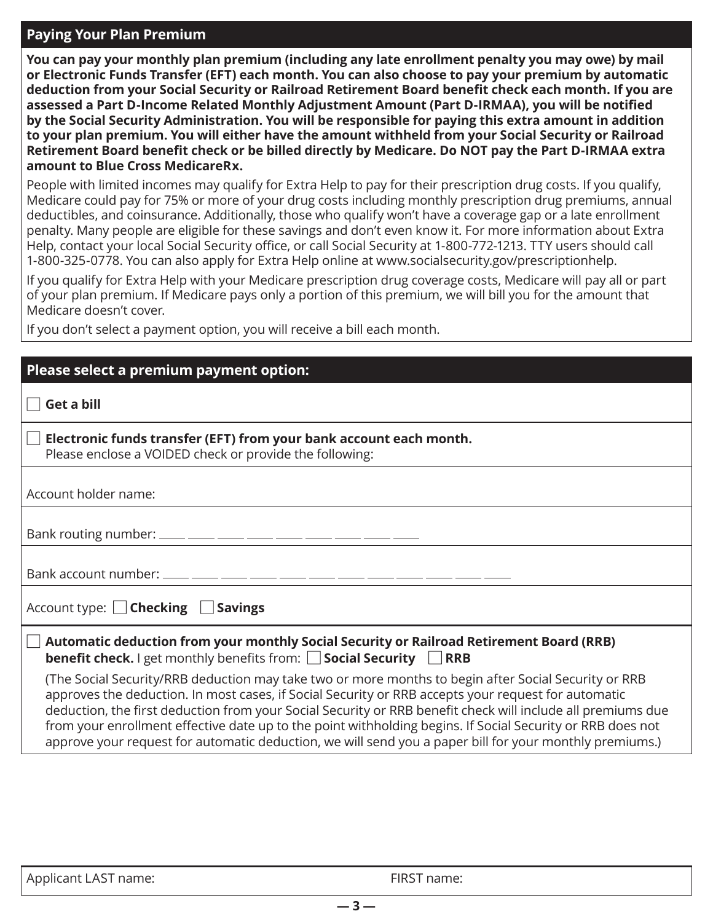## Paying Your Plan Premium

**You can pay your monthly plan premium (including any late enrollment penalty you may owe) by mail or Electronic Funds Transfer (EFT) each month. You can also choose to pay your premium by automatic deduction from your Social Security or Railroad Retirement Board benefit check each month. If you are assessed a Part D-Income Related Monthly Adjustment Amount (Part D-IRMAA), you will be notified by the Social Security Administration. You will be responsible for paying this extra amount in addition to your plan premium. You will either have the amount withheld from your Social Security or Railroad Retirement Board benefit check or be billed directly by Medicare. Do NOT pay the Part D-IRMAA extra amount to Blue Cross MedicareRx.**

People with limited incomes may qualify for Extra Help to pay for their prescription drug costs. If you qualify, Medicare could pay for 75% or more of your drug costs including monthly prescription drug premiums, annual deductibles, and coinsurance. Additionally, those who qualify won't have a coverage gap or a late enrollment penalty. Many people are eligible for these savings and don't even know it. For more information about Extra Help, contact your local Social Security office, or call Social Security at 1-800-772-1213. TTY users should call 1-800-325-0778. You can also apply for Extra Help online at www.socialsecurity.gov/prescriptionhelp.

If you qualify for Extra Help with your Medicare prescription drug coverage costs, Medicare will pay all or part of your plan premium. If Medicare pays only a portion of this premium, we will bill you for the amount that Medicare doesn't cover.

If you don't select a payment option, you will receive a bill each month.

## Please select a premium payment option:

☐ **Get a bill**

☐ **Electronic funds transfer (EFT) from your bank account each month.**
Please enclose a VOIDED check or provide the following:

Account holder name:

Bank routing number: ____ ____ ____ ____ ____ ____ ____ ____ ____

Bank account number: ____ ____ ____ ____ ____ ____ ____ ____ ____ ____ ____ ____

Account type: ☐ **Checking** ☐ **Savings**

☐ **Automatic deduction from your monthly Social Security or Railroad Retirement Board (RRB) benefit check.** I get monthly benefits from: ☐ **Social Security** ☐ **RRB**

(The Social Security/RRB deduction may take two or more months to begin after Social Security or RRB approves the deduction. In most cases, if Social Security or RRB accepts your request for automatic deduction, the first deduction from your Social Security or RRB benefit check will include all premiums due from your enrollment effective date up to the point withholding begins. If Social Security or RRB does not approve your request for automatic deduction, we will send you a paper bill for your monthly premiums.)

Applicant LAST name: FIRST name: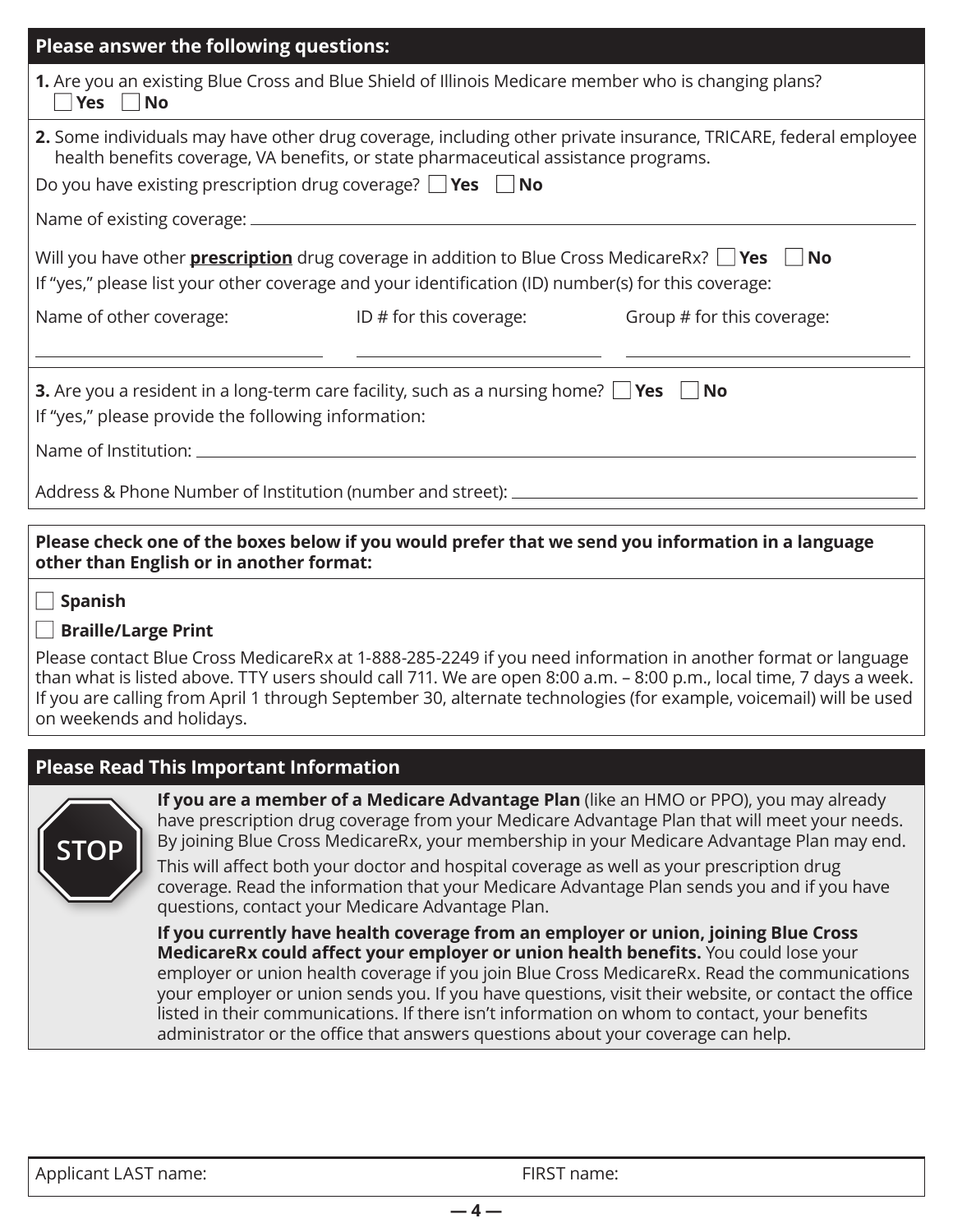## Please answer the following questions:

**1.** Are you an existing Blue Cross and Blue Shield of Illinois Medicare member who is changing plans?
☐ **Yes** ☐ **No**

**2.** Some individuals may have other drug coverage, including other private insurance, TRICARE, federal employee health benefits coverage, VA benefits, or state pharmaceutical assistance programs.

Do you have existing prescription drug coverage? ☐ **Yes** ☐ **No**

Name of existing coverage: ____________________

Will you have other **prescription** drug coverage in addition to Blue Cross MedicareRx? ☐ **Yes** ☐ **No**

If "yes," please list your other coverage and your identification (ID) number(s) for this coverage:

| Name of other coverage: | ID # for this coverage: | Group # for this coverage: |
|---|---|---|
| | | |

**3.** Are you a resident in a long-term care facility, such as a nursing home? ☐ **Yes** ☐ **No**

If "yes," please provide the following information:

Name of Institution: ____________________

Address & Phone Number of Institution (number and street): ____________________

**Please check one of the boxes below if you would prefer that we send you information in a language other than English or in another format:**

☐ **Spanish**

☐ **Braille/Large Print**

Please contact Blue Cross MedicareRx at 1-888-285-2249 if you need information in another format or language than what is listed above. TTY users should call 711. We are open 8:00 a.m. – 8:00 p.m., local time, 7 days a week. If you are calling from April 1 through September 30, alternate technologies (for example, voicemail) will be used on weekends and holidays.

## Please Read This Important Information

STOP

**If you are a member of a Medicare Advantage Plan** (like an HMO or PPO), you may already have prescription drug coverage from your Medicare Advantage Plan that will meet your needs. By joining Blue Cross MedicareRx, your membership in your Medicare Advantage Plan may end. This will affect both your doctor and hospital coverage as well as your prescription drug coverage. Read the information that your Medicare Advantage Plan sends you and if you have questions, contact your Medicare Advantage Plan.

**If you currently have health coverage from an employer or union, joining Blue Cross MedicareRx could affect your employer or union health benefits.** You could lose your employer or union health coverage if you join Blue Cross MedicareRx. Read the communications your employer or union sends you. If you have questions, visit their website, or contact the office listed in their communications. If there isn't information on whom to contact, your benefits administrator or the office that answers questions about your coverage can help.

Applicant LAST name: FIRST name: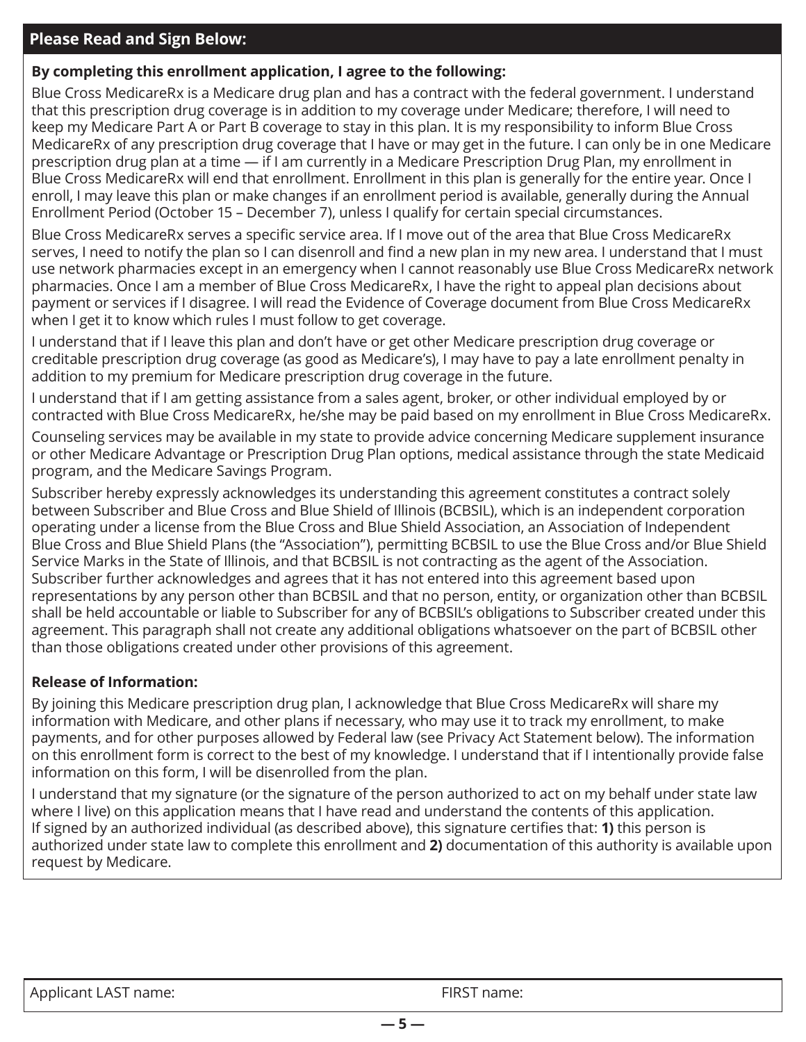## Please Read and Sign Below:

**By completing this enrollment application, I agree to the following:**

Blue Cross MedicareRx is a Medicare drug plan and has a contract with the federal government. I understand that this prescription drug coverage is in addition to my coverage under Medicare; therefore, I will need to keep my Medicare Part A or Part B coverage to stay in this plan. It is my responsibility to inform Blue Cross MedicareRx of any prescription drug coverage that I have or may get in the future. I can only be in one Medicare prescription drug plan at a time — if I am currently in a Medicare Prescription Drug Plan, my enrollment in Blue Cross MedicareRx will end that enrollment. Enrollment in this plan is generally for the entire year. Once I enroll, I may leave this plan or make changes if an enrollment period is available, generally during the Annual Enrollment Period (October 15 – December 7), unless I qualify for certain special circumstances.

Blue Cross MedicareRx serves a specific service area. If I move out of the area that Blue Cross MedicareRx serves, I need to notify the plan so I can disenroll and find a new plan in my new area. I understand that I must use network pharmacies except in an emergency when I cannot reasonably use Blue Cross MedicareRx network pharmacies. Once I am a member of Blue Cross MedicareRx, I have the right to appeal plan decisions about payment or services if I disagree. I will read the Evidence of Coverage document from Blue Cross MedicareRx when I get it to know which rules I must follow to get coverage.

I understand that if I leave this plan and don't have or get other Medicare prescription drug coverage or creditable prescription drug coverage (as good as Medicare's), I may have to pay a late enrollment penalty in addition to my premium for Medicare prescription drug coverage in the future.

I understand that if I am getting assistance from a sales agent, broker, or other individual employed by or contracted with Blue Cross MedicareRx, he/she may be paid based on my enrollment in Blue Cross MedicareRx.

Counseling services may be available in my state to provide advice concerning Medicare supplement insurance or other Medicare Advantage or Prescription Drug Plan options, medical assistance through the state Medicaid program, and the Medicare Savings Program.

Subscriber hereby expressly acknowledges its understanding this agreement constitutes a contract solely between Subscriber and Blue Cross and Blue Shield of Illinois (BCBSIL), which is an independent corporation operating under a license from the Blue Cross and Blue Shield Association, an Association of Independent Blue Cross and Blue Shield Plans (the "Association"), permitting BCBSIL to use the Blue Cross and/or Blue Shield Service Marks in the State of Illinois, and that BCBSIL is not contracting as the agent of the Association. Subscriber further acknowledges and agrees that it has not entered into this agreement based upon representations by any person other than BCBSIL and that no person, entity, or organization other than BCBSIL shall be held accountable or liable to Subscriber for any of BCBSIL's obligations to Subscriber created under this agreement. This paragraph shall not create any additional obligations whatsoever on the part of BCBSIL other than those obligations created under other provisions of this agreement.

**Release of Information:**

By joining this Medicare prescription drug plan, I acknowledge that Blue Cross MedicareRx will share my information with Medicare, and other plans if necessary, who may use it to track my enrollment, to make payments, and for other purposes allowed by Federal law (see Privacy Act Statement below). The information on this enrollment form is correct to the best of my knowledge. I understand that if I intentionally provide false information on this form, I will be disenrolled from the plan.

I understand that my signature (or the signature of the person authorized to act on my behalf under state law where I live) on this application means that I have read and understand the contents of this application. If signed by an authorized individual (as described above), this signature certifies that: **1)** this person is authorized under state law to complete this enrollment and **2)** documentation of this authority is available upon request by Medicare.

| Applicant LAST name: | FIRST name: |
|---|---|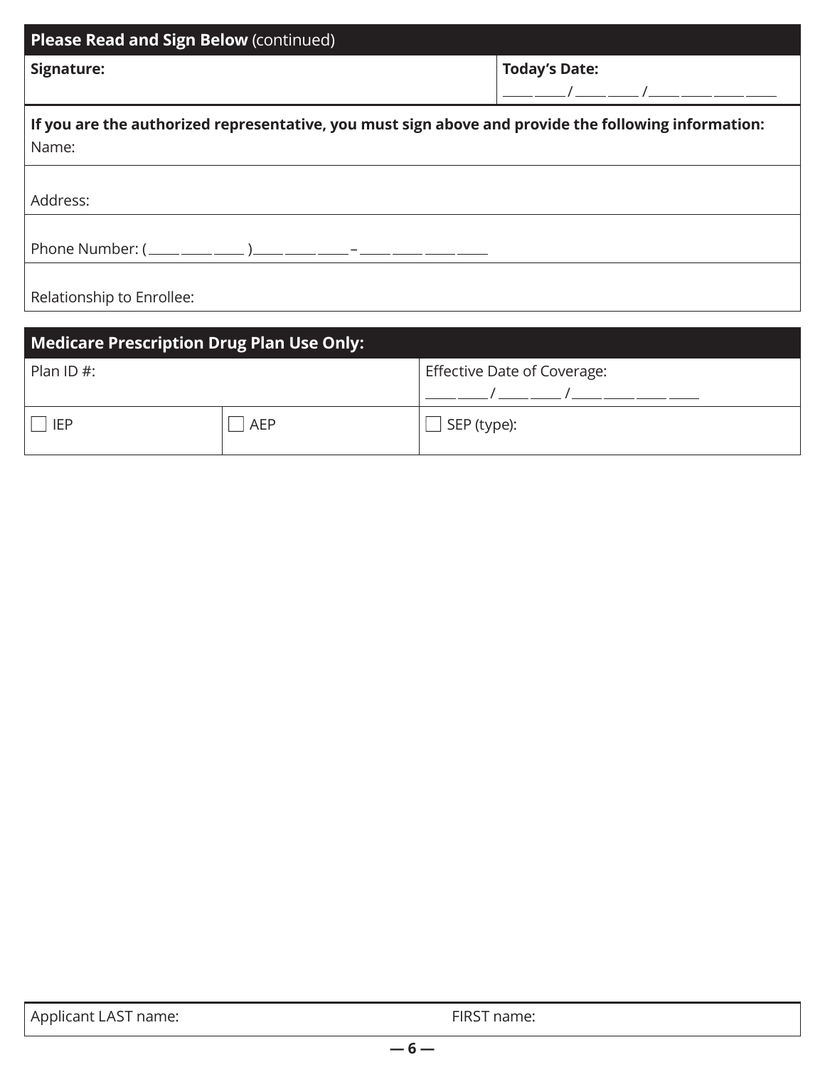## Please Read and Sign Below (continued)

| **Signature:** | **Today's Date:** ___ ___ / ___ ___ / ___ ___ ___ ___ |
|---|---|

**If you are the authorized representative, you must sign above and provide the following information:**

Name:

Address:

Phone Number: ( ___ ___ ___ ) ___ ___ ___ – ___ ___ ___ ___

Relationship to Enrollee:

## Medicare Prescription Drug Plan Use Only:

| Plan ID #: | | Effective Date of Coverage: ___ ___ / ___ ___ / ___ ___ ___ ___ |
|---|---|---|
| ☐ IEP | ☐ AEP | ☐ SEP (type): |

| Applicant LAST name: | FIRST name: |
|---|---|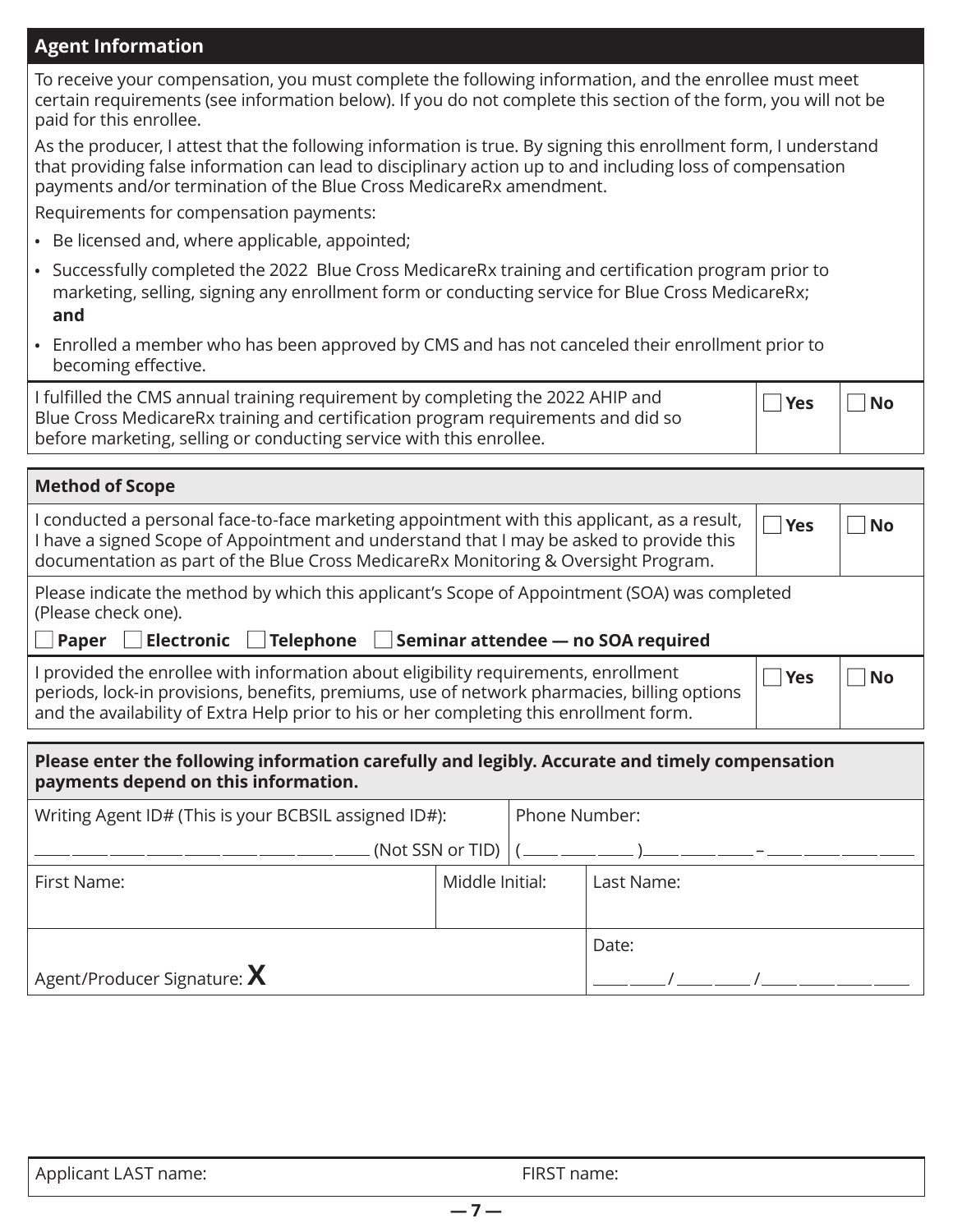## Agent Information

To receive your compensation, you must complete the following information, and the enrollee must meet certain requirements (see information below). If you do not complete this section of the form, you will not be paid for this enrollee.

As the producer, I attest that the following information is true. By signing this enrollment form, I understand that providing false information can lead to disciplinary action up to and including loss of compensation payments and/or termination of the Blue Cross MedicareRx amendment.

Requirements for compensation payments:

- Be licensed and, where applicable, appointed;
- Successfully completed the 2022 Blue Cross MedicareRx training and certification program prior to marketing, selling, signing any enrollment form or conducting service for Blue Cross MedicareRx; **and**
- Enrolled a member who has been approved by CMS and has not canceled their enrollment prior to becoming effective.

| | | |
|---|---|---|
| I fulfilled the CMS annual training requirement by completing the 2022 AHIP and Blue Cross MedicareRx training and certification program requirements and did so before marketing, selling or conducting service with this enrollee. | ☐ **Yes** | ☐ **No** |

## Method of Scope

| | | |
|---|---|---|
| I conducted a personal face-to-face marketing appointment with this applicant, as a result, I have a signed Scope of Appointment and understand that I may be asked to provide this documentation as part of the Blue Cross MedicareRx Monitoring & Oversight Program. | ☐ **Yes** | ☐ **No** |

Please indicate the method by which this applicant's Scope of Appointment (SOA) was completed (Please check one).

☐ **Paper** ☐ **Electronic** ☐ **Telephone** ☐ **Seminar attendee — no SOA required**

| | | |
|---|---|---|
| I provided the enrollee with information about eligibility requirements, enrollment periods, lock-in provisions, benefits, premiums, use of network pharmacies, billing options and the availability of Extra Help prior to his or her completing this enrollment form. | ☐ **Yes** | ☐ **No** |

**Please enter the following information carefully and legibly. Accurate and timely compensation payments depend on this information.**

| | | |
|---|---|---|
| Writing Agent ID# (This is your BCBSIL assigned ID#): ___ ___ ___ ___ ___ ___ ___ ___ ___ (Not SSN or TID) | Phone Number: ( ___ ___ ___ ) ___ ___ ___ – ___ ___ ___ ___ | |
| First Name: | Middle Initial: | Last Name: |
| Agent/Producer Signature: **X** | | Date: ___ ___ / ___ ___ / ___ ___ ___ ___ |

Applicant LAST name: FIRST name: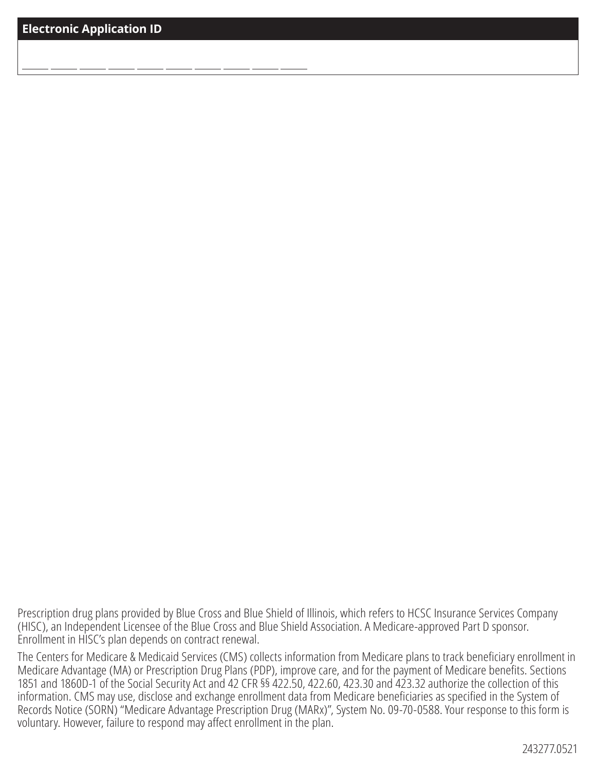**Electronic Application ID**

_____ _____ _____ _____ _____ _____ _____ _____ _____ _____

Prescription drug plans provided by Blue Cross and Blue Shield of Illinois, which refers to HCSC Insurance Services Company (HISC), an Independent Licensee of the Blue Cross and Blue Shield Association. A Medicare-approved Part D sponsor. Enrollment in HISC's plan depends on contract renewal.

The Centers for Medicare & Medicaid Services (CMS) collects information from Medicare plans to track beneficiary enrollment in Medicare Advantage (MA) or Prescription Drug Plans (PDP), improve care, and for the payment of Medicare benefits. Sections 1851 and 1860D-1 of the Social Security Act and 42 CFR §§ 422.50, 422.60, 423.30 and 423.32 authorize the collection of this information. CMS may use, disclose and exchange enrollment data from Medicare beneficiaries as specified in the System of Records Notice (SORN) "Medicare Advantage Prescription Drug (MARx)", System No. 09-70-0588. Your response to this form is voluntary. However, failure to respond may affect enrollment in the plan.

243277.0521